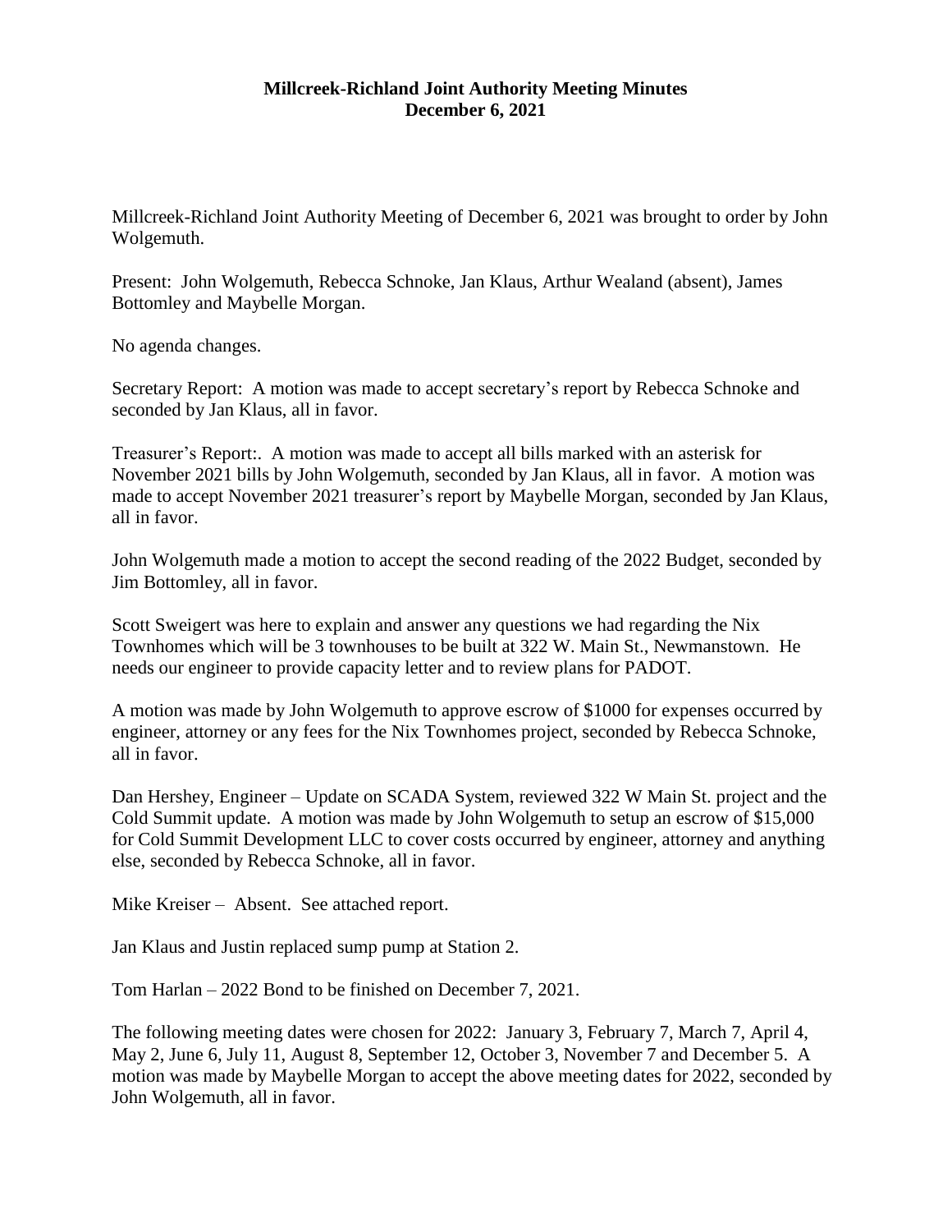# Millcreek-Richland Joint Authority Meeting Minutes
## December 6, 2021

Millcreek-Richland Joint Authority Meeting of December 6, 2021 was brought to order by John Wolgemuth.

Present: John Wolgemuth, Rebecca Schnoke, Jan Klaus, Arthur Wealand (absent), James Bottomley and Maybelle Morgan.

No agenda changes.

Secretary Report: A motion was made to accept secretary's report by Rebecca Schnoke and seconded by Jan Klaus, all in favor.

Treasurer's Report:. A motion was made to accept all bills marked with an asterisk for November 2021 bills by John Wolgemuth, seconded by Jan Klaus, all in favor. A motion was made to accept November 2021 treasurer's report by Maybelle Morgan, seconded by Jan Klaus, all in favor.

John Wolgemuth made a motion to accept the second reading of the 2022 Budget, seconded by Jim Bottomley, all in favor.

Scott Sweigert was here to explain and answer any questions we had regarding the Nix Townhomes which will be 3 townhouses to be built at 322 W. Main St., Newmanstown. He needs our engineer to provide capacity letter and to review plans for PADOT.

A motion was made by John Wolgemuth to approve escrow of $1000 for expenses occurred by engineer, attorney or any fees for the Nix Townhomes project, seconded by Rebecca Schnoke, all in favor.

Dan Hershey, Engineer – Update on SCADA System, reviewed 322 W Main St. project and the Cold Summit update. A motion was made by John Wolgemuth to setup an escrow of $15,000 for Cold Summit Development LLC to cover costs occurred by engineer, attorney and anything else, seconded by Rebecca Schnoke, all in favor.

Mike Kreiser – Absent. See attached report.

Jan Klaus and Justin replaced sump pump at Station 2.

Tom Harlan – 2022 Bond to be finished on December 7, 2021.

The following meeting dates were chosen for 2022: January 3, February 7, March 7, April 4, May 2, June 6, July 11, August 8, September 12, October 3, November 7 and December 5. A motion was made by Maybelle Morgan to accept the above meeting dates for 2022, seconded by John Wolgemuth, all in favor.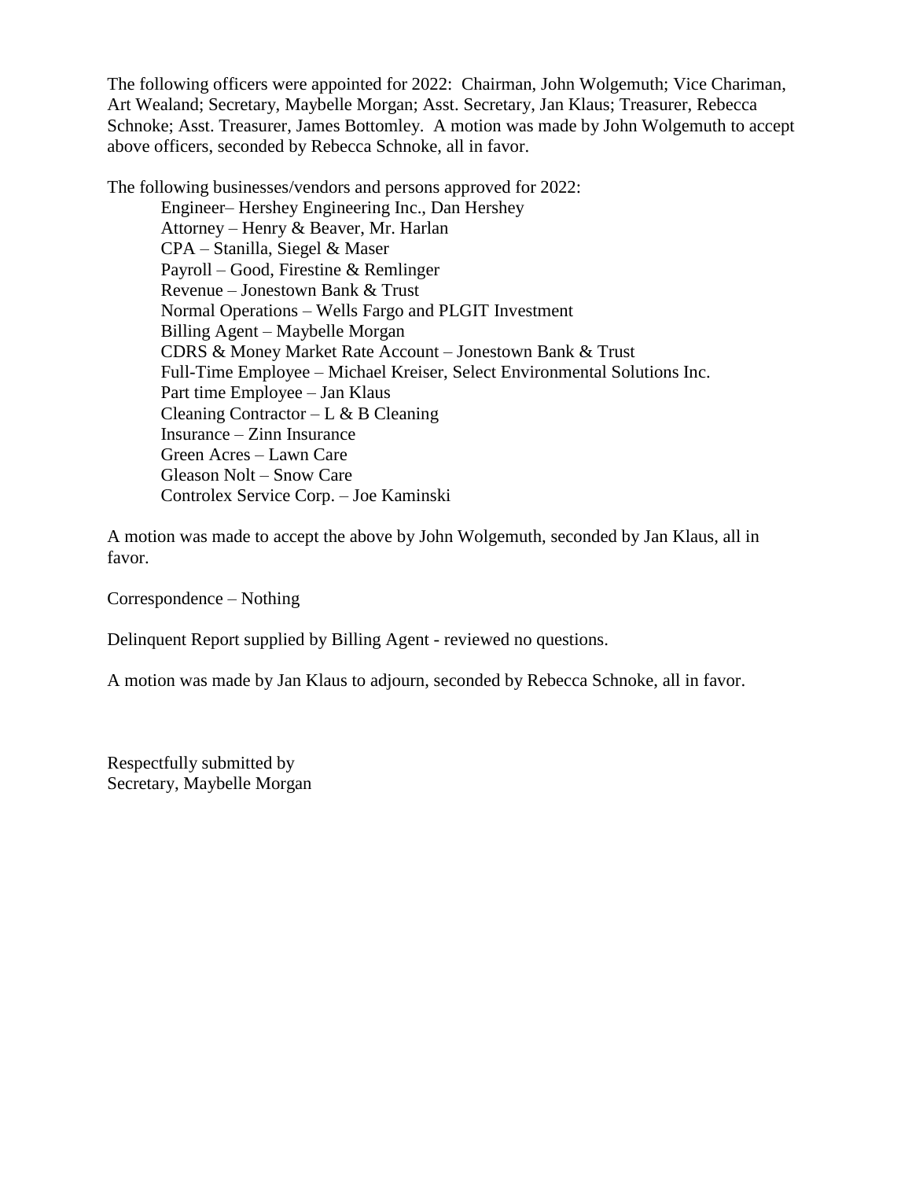The following officers were appointed for 2022: Chairman, John Wolgemuth; Vice Chariman, Art Wealand; Secretary, Maybelle Morgan; Asst. Secretary, Jan Klaus; Treasurer, Rebecca Schnoke; Asst. Treasurer, James Bottomley. A motion was made by John Wolgemuth to accept above officers, seconded by Rebecca Schnoke, all in favor.

The following businesses/vendors and persons approved for 2022:

- Engineer– Hershey Engineering Inc., Dan Hershey
- Attorney – Henry & Beaver, Mr. Harlan
- CPA – Stanilla, Siegel & Maser
- Payroll – Good, Firestine & Remlinger
- Revenue – Jonestown Bank & Trust
- Normal Operations – Wells Fargo and PLGIT Investment
- Billing Agent – Maybelle Morgan
- CDRS & Money Market Rate Account – Jonestown Bank & Trust
- Full-Time Employee – Michael Kreiser, Select Environmental Solutions Inc.
- Part time Employee – Jan Klaus
- Cleaning Contractor – L & B Cleaning
- Insurance – Zinn Insurance
- Green Acres – Lawn Care
- Gleason Nolt – Snow Care
- Controlex Service Corp. – Joe Kaminski

A motion was made to accept the above by John Wolgemuth, seconded by Jan Klaus, all in favor.

Correspondence – Nothing

Delinquent Report supplied by Billing Agent - reviewed no questions.

A motion was made by Jan Klaus to adjourn, seconded by Rebecca Schnoke, all in favor.

Respectfully submitted by
Secretary, Maybelle Morgan